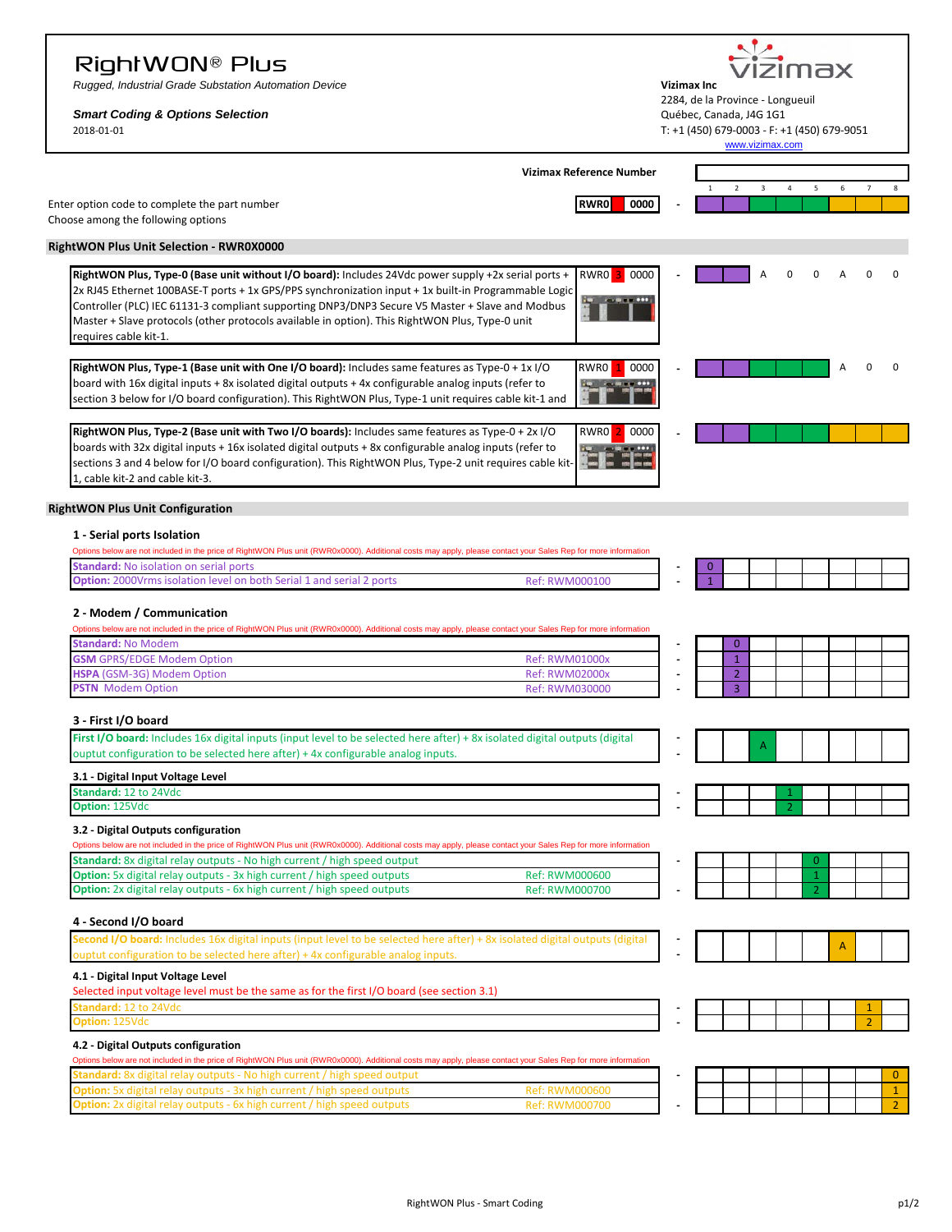# RightWON® Plus

*Rugged, Industrial Grade Substation Automation Device*

***Smart Coding & Options Selection***

2018-01-01

**Vizimax Inc**
2284, de la Province - Longueuil
Québec, Canada, J4G 1G1
T: +1 (450) 679-0003 - F: +1 (450) 679-9051
www.vizimax.com

**Vizimax Reference Number**

Enter option code to complete the part number
Choose among the following options

| RWR0 | 0000 | - | 1 | 2 | 3 | 4 | 5 | 6 | 7 | 8 |
|---|---|---|---|---|---|---|---|---|---|---|

## RightWON Plus Unit Selection - RWR0X0000

| Description | Part number | | 1 | 2 | 3 | 4 | 5 | 6 | 7 | 8 |
|---|---|---|---|---|---|---|---|---|---|---|
| **RightWON Plus, Type-0 (Base unit without I/O board):** Includes 24Vdc power supply +2x serial ports + 2x RJ45 Ethernet 100BASE-T ports + 1x GPS/PPS synchronization input + 1x built-in Programmable Logic Controller (PLC) IEC 61131-3 compliant supporting DNP3/DNP3 Secure V5 Master + Slave and Modbus Master + Slave protocols (other protocols available in option). This RightWON Plus, Type-0 unit requires cable kit-1. | RWR0 3 0000 | - | | | A | 0 | 0 | A | 0 | 0 |
| **RightWON Plus, Type-1 (Base unit with One I/O board):** Includes same features as Type-0 + 1x I/O board with 16x digital inputs + 8x isolated digital outputs + 4x configurable analog inputs (refer to section 3 below for I/O board configuration). This RightWON Plus, Type-1 unit requires cable kit-1 and | RWR0 1 0000 | - | | | | | | A | 0 | 0 |
| **RightWON Plus, Type-2 (Base unit with Two I/O boards):** Includes same features as Type-0 + 2x I/O boards with 32x digital inputs + 16x isolated digital outputs + 8x configurable analog inputs (refer to sections 3 and 4 below for I/O board configuration). This RightWON Plus, Type-2 unit requires cable kit-1, cable kit-2 and cable kit-3. | RWR0 2 0000 | - | | | | | | | | |

## RightWON Plus Unit Configuration

### 1 - Serial ports Isolation

Options below are not included in the price of RightWON Plus unit (RWR0x0000). Additional costs may apply, please contact your Sales Rep for more information

| Option | Ref | Code (position 1) |
|---|---|---|
| **Standard:** No isolation on serial ports | | 0 |
| **Option:** 2000Vrms isolation level on both Serial 1 and serial 2 ports | Ref: RWM000100 | 1 |

### 2 - Modem / Communication

Options below are not included in the price of RightWON Plus unit (RWR0x0000). Additional costs may apply, please contact your Sales Rep for more information

| Option | Ref | Code (position 2) |
|---|---|---|
| **Standard:** No Modem | | 0 |
| **GSM** GPRS/EDGE Modem Option | Ref: RWM01000x | 1 |
| **HSPA** (GSM-3G) Modem Option | Ref: RWM02000x | 2 |
| **PSTN** Modem Option | Ref: RWM030000 | 3 |

### 3 - First I/O board

| Option | Code (position 3) |
|---|---|
| **First I/O board:** Includes 16x digital inputs (input level to be selected here after) + 8x isolated digital outputs (digital ouptut configuration to be selected here after) + 4x configurable analog inputs. | A |

### 3.1 - Digital Input Voltage Level

| Option | Code (position 4) |
|---|---|
| **Standard:** 12 to 24Vdc | 1 |
| **Option:** 125Vdc | 2 |

### 3.2 - Digital Outputs configuration

Options below are not included in the price of RightWON Plus unit (RWR0x0000). Additional costs may apply, please contact your Sales Rep for more information

| Option | Ref | Code (position 5) |
|---|---|---|
| **Standard:** 8x digital relay outputs - No high current / high speed output | | 0 |
| **Option:** 5x digital relay outputs - 3x high current / high speed outputs | Ref: RWM000600 | 1 |
| **Option:** 2x digital relay outputs - 6x high current / high speed outputs | Ref: RWM000700 | 2 |

### 4 - Second I/O board

| Option | Code (position 6) |
|---|---|
| **Second I/O board:** Includes 16x digital inputs (input level to be selected here after) + 8x isolated digital outputs (digital ouptut configuration to be selected here after) + 4x configurable analog inputs. | A |

### 4.1 - Digital Input Voltage Level

Selected input voltage level must be the same as for the first I/O board (see section 3.1)

| Option | Code (position 7) |
|---|---|
| **Standard:** 12 to 24Vdc | 1 |
| **Option:** 125Vdc | 2 |

### 4.2 - Digital Outputs configuration

Options below are not included in the price of RightWON Plus unit (RWR0x0000). Additional costs may apply, please contact your Sales Rep for more information

| Option | Ref | Code (position 8) |
|---|---|---|
| **Standard:** 8x digital relay outputs - No high current / high speed output | | 0 |
| **Option:** 5x digital relay outputs - 3x high current / high speed outputs | Ref: RWM000600 | 1 |
| **Option:** 2x digital relay outputs - 6x high current / high speed outputs | Ref: RWM000700 | 2 |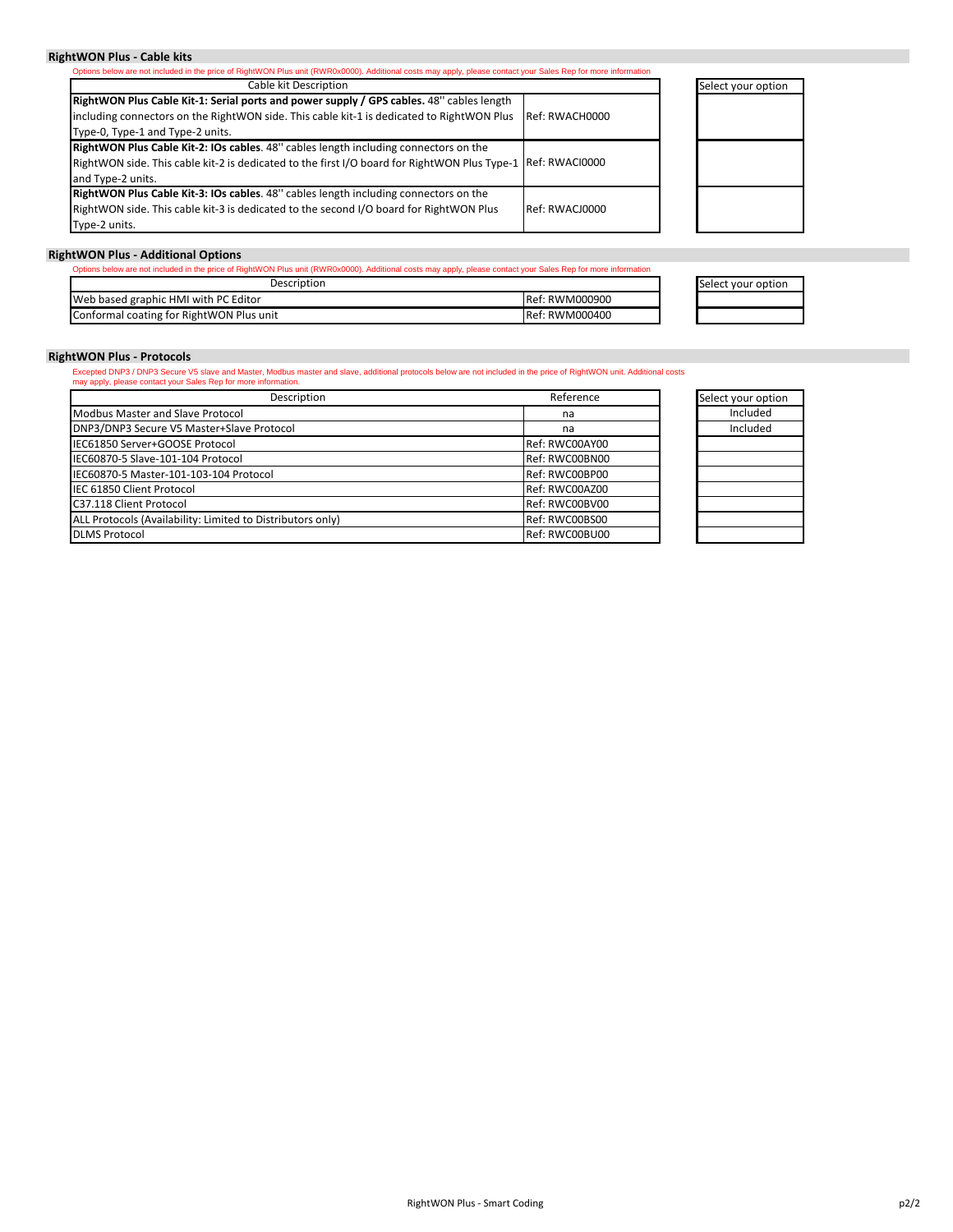## RightWON Plus - Cable kits

Options below are not included in the price of RightWON Plus unit (RWR0x0000). Additional costs may apply, please contact your Sales Rep for more information

| Cable kit Description | | Select your option |
|---|---|---|
| **RightWON Plus Cable Kit-1: Serial ports and power supply / GPS cables.** 48'' cables length including connectors on the RightWON side. This cable kit-1 is dedicated to RightWON Plus Type-0, Type-1 and Type-2 units. | Ref: RWACH0000 | |
| **RightWON Plus Cable Kit-2: IOs cables**. 48'' cables length including connectors on the RightWON side. This cable kit-2 is dedicated to the first I/O board for RightWON Plus Type-1 and Type-2 units. | Ref: RWACI0000 | |
| **RightWON Plus Cable Kit-3: IOs cables**. 48'' cables length including connectors on the RightWON side. This cable kit-3 is dedicated to the second I/O board for RightWON Plus Type-2 units. | Ref: RWACJ0000 | |

## RightWON Plus - Additional Options

Options below are not included in the price of RightWON Plus unit (RWR0x0000). Additional costs may apply, please contact your Sales Rep for more information

| Description | | Select your option |
|---|---|---|
| Web based graphic HMI with PC Editor | Ref: RWM000900 | |
| Conformal coating for RightWON Plus unit | Ref: RWM000400 | |

## RightWON Plus - Protocols

Excepted DNP3 / DNP3 Secure V5 slave and Master, Modbus master and slave, additional protocols below are not included in the price of RightWON unit. Additional costs may apply, please contact your Sales Rep for more information.

| Description | Reference | Select your option |
|---|---|---|
| Modbus Master and Slave Protocol | na | Included |
| DNP3/DNP3 Secure V5 Master+Slave Protocol | na | Included |
| IEC61850 Server+GOOSE Protocol | Ref: RWC00AY00 | |
| IEC60870-5 Slave-101-104 Protocol | Ref: RWC00BN00 | |
| IEC60870-5 Master-101-103-104 Protocol | Ref: RWC00BP00 | |
| IEC 61850 Client Protocol | Ref: RWC00AZ00 | |
| C37.118 Client Protocol | Ref: RWC00BV00 | |
| ALL Protocols (Availability: Limited to Distributors only) | Ref: RWC00BS00 | |
| DLMS Protocol | Ref: RWC00BU00 | |